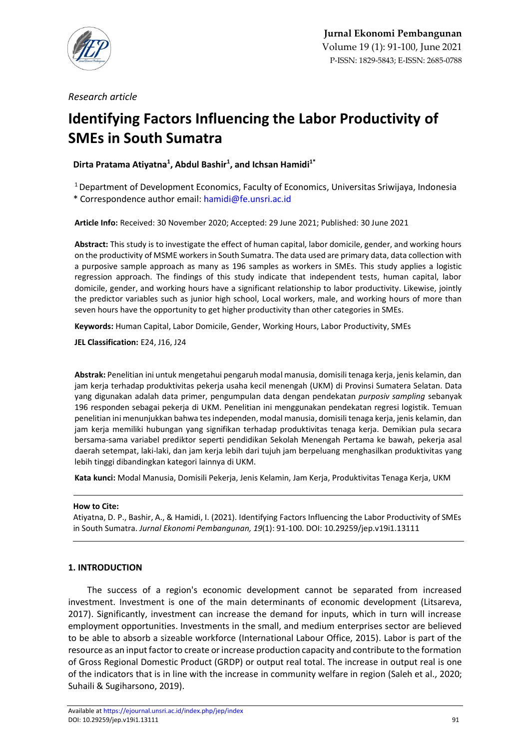*Research article*

# Identifying Factors Influencing the Labor Productivity of SMEs in South Sumatra

**Dirta Pratama Atiyatna[1], Abdul Bashir[1], and Ichsan Hamidi[1*]**

[1] Department of Development Economics, Faculty of Economics, Universitas Sriwijaya, Indonesia
* Correspondence author email: hamidi@fe.unsri.ac.id

**Article Info:** Received: 30 November 2020; Accepted: 29 June 2021; Published: 30 June 2021

**Abstract:** This study is to investigate the effect of human capital, labor domicile, gender, and working hours on the productivity of MSME workers in South Sumatra. The data used are primary data, data collection with a purposive sample approach as many as 196 samples as workers in SMEs. This study applies a logistic regression approach. The findings of this study indicate that independent tests, human capital, labor domicile, gender, and working hours have a significant relationship to labor productivity. Likewise, jointly the predictor variables such as junior high school, Local workers, male, and working hours of more than seven hours have the opportunity to get higher productivity than other categories in SMEs.

**Keywords:** Human Capital, Labor Domicile, Gender, Working Hours, Labor Productivity, SMEs

**JEL Classification:** E24, J16, J24

**Abstrak:** Penelitian ini untuk mengetahui pengaruh modal manusia, domisili tenaga kerja, jenis kelamin, dan jam kerja terhadap produktivitas pekerja usaha kecil menengah (UKM) di Provinsi Sumatera Selatan. Data yang digunakan adalah data primer, pengumpulan data dengan pendekatan *purposiv sampling* sebanyak 196 responden sebagai pekerja di UKM. Penelitian ini menggunakan pendekatan regresi logistik. Temuan penelitian ini menunjukkan bahwa tes independen, modal manusia, domisili tenaga kerja, jenis kelamin, dan jam kerja memiliki hubungan yang signifikan terhadap produktivitas tenaga kerja. Demikian pula secara bersama-sama variabel prediktor seperti pendidikan Sekolah Menengah Pertama ke bawah, pekerja asal daerah setempat, laki-laki, dan jam kerja lebih dari tujuh jam berpeluang menghasilkan produktivitas yang lebih tinggi dibandingkan kategori lainnya di UKM.

**Kata kunci:** Modal Manusia, Domisili Pekerja, Jenis Kelamin, Jam Kerja, Produktivitas Tenaga Kerja, UKM

**How to Cite:**
Atiyatna, D. P., Bashir, A., & Hamidi, I. (2021). Identifying Factors Influencing the Labor Productivity of SMEs in South Sumatra. *Jurnal Ekonomi Pembangunan, 19*(1): 91-100. DOI: 10.29259/jep.v19i1.13111

## 1. INTRODUCTION

The success of a region's economic development cannot be separated from increased investment. Investment is one of the main determinants of economic development (Litsareva, 2017). Significantly, investment can increase the demand for inputs, which in turn will increase employment opportunities. Investments in the small, and medium enterprises sector are believed to be able to absorb a sizeable workforce (International Labour Office, 2015). Labor is part of the resource as an input factor to create or increase production capacity and contribute to the formation of Gross Regional Domestic Product (GRDP) or output real total. The increase in output real is one of the indicators that is in line with the increase in community welfare in region (Saleh et al., 2020; Suhaili & Sugiharsono, 2019).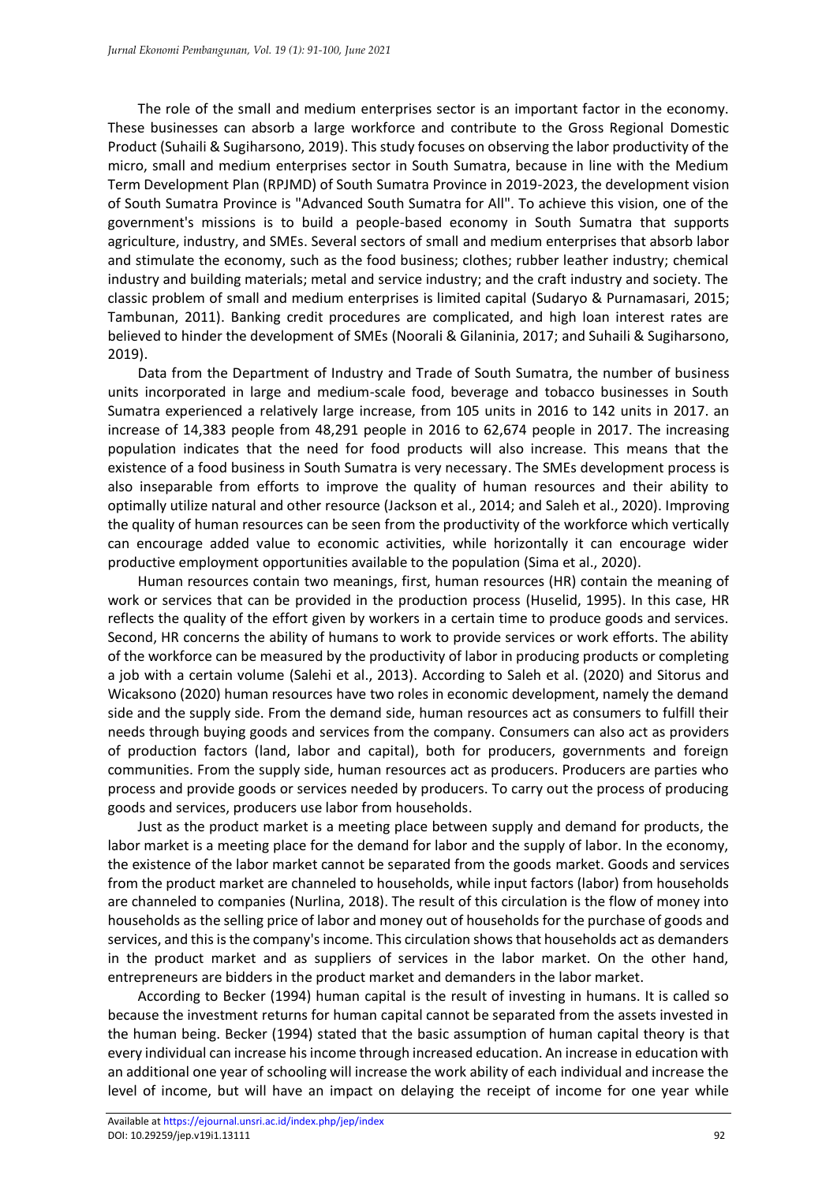The role of the small and medium enterprises sector is an important factor in the economy. These businesses can absorb a large workforce and contribute to the Gross Regional Domestic Product (Suhaili & Sugiharsono, 2019). This study focuses on observing the labor productivity of the micro, small and medium enterprises sector in South Sumatra, because in line with the Medium Term Development Plan (RPJMD) of South Sumatra Province in 2019-2023, the development vision of South Sumatra Province is "Advanced South Sumatra for All". To achieve this vision, one of the government's missions is to build a people-based economy in South Sumatra that supports agriculture, industry, and SMEs. Several sectors of small and medium enterprises that absorb labor and stimulate the economy, such as the food business; clothes; rubber leather industry; chemical industry and building materials; metal and service industry; and the craft industry and society. The classic problem of small and medium enterprises is limited capital (Sudaryo & Purnamasari, 2015; Tambunan, 2011). Banking credit procedures are complicated, and high loan interest rates are believed to hinder the development of SMEs (Noorali & Gilaninia, 2017; and Suhaili & Sugiharsono, 2019).

Data from the Department of Industry and Trade of South Sumatra, the number of business units incorporated in large and medium-scale food, beverage and tobacco businesses in South Sumatra experienced a relatively large increase, from 105 units in 2016 to 142 units in 2017. an increase of 14,383 people from 48,291 people in 2016 to 62,674 people in 2017. The increasing population indicates that the need for food products will also increase. This means that the existence of a food business in South Sumatra is very necessary. The SMEs development process is also inseparable from efforts to improve the quality of human resources and their ability to optimally utilize natural and other resource (Jackson et al., 2014; and Saleh et al., 2020). Improving the quality of human resources can be seen from the productivity of the workforce which vertically can encourage added value to economic activities, while horizontally it can encourage wider productive employment opportunities available to the population (Sima et al., 2020).

Human resources contain two meanings, first, human resources (HR) contain the meaning of work or services that can be provided in the production process (Huselid, 1995). In this case, HR reflects the quality of the effort given by workers in a certain time to produce goods and services. Second, HR concerns the ability of humans to work to provide services or work efforts. The ability of the workforce can be measured by the productivity of labor in producing products or completing a job with a certain volume (Salehi et al., 2013). According to Saleh et al. (2020) and Sitorus and Wicaksono (2020) human resources have two roles in economic development, namely the demand side and the supply side. From the demand side, human resources act as consumers to fulfill their needs through buying goods and services from the company. Consumers can also act as providers of production factors (land, labor and capital), both for producers, governments and foreign communities. From the supply side, human resources act as producers. Producers are parties who process and provide goods or services needed by producers. To carry out the process of producing goods and services, producers use labor from households.

Just as the product market is a meeting place between supply and demand for products, the labor market is a meeting place for the demand for labor and the supply of labor. In the economy, the existence of the labor market cannot be separated from the goods market. Goods and services from the product market are channeled to households, while input factors (labor) from households are channeled to companies (Nurlina, 2018). The result of this circulation is the flow of money into households as the selling price of labor and money out of households for the purchase of goods and services, and this is the company's income. This circulation shows that households act as demanders in the product market and as suppliers of services in the labor market. On the other hand, entrepreneurs are bidders in the product market and demanders in the labor market.

According to Becker (1994) human capital is the result of investing in humans. It is called so because the investment returns for human capital cannot be separated from the assets invested in the human being. Becker (1994) stated that the basic assumption of human capital theory is that every individual can increase his income through increased education. An increase in education with an additional one year of schooling will increase the work ability of each individual and increase the level of income, but will have an impact on delaying the receipt of income for one year while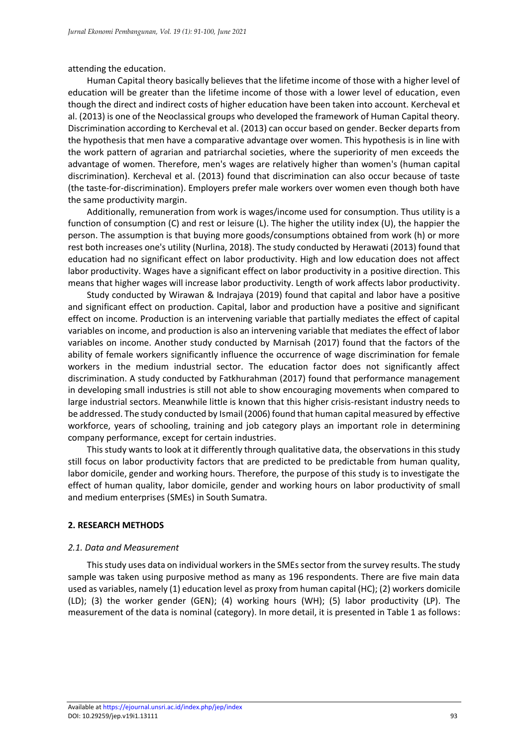attending the education.

Human Capital theory basically believes that the lifetime income of those with a higher level of education will be greater than the lifetime income of those with a lower level of education, even though the direct and indirect costs of higher education have been taken into account. Kercheval et al. (2013) is one of the Neoclassical groups who developed the framework of Human Capital theory. Discrimination according to Kercheval et al. (2013) can occur based on gender. Becker departs from the hypothesis that men have a comparative advantage over women. This hypothesis is in line with the work pattern of agrarian and patriarchal societies, where the superiority of men exceeds the advantage of women. Therefore, men's wages are relatively higher than women's (human capital discrimination). Kercheval et al. (2013) found that discrimination can also occur because of taste (the taste-for-discrimination). Employers prefer male workers over women even though both have the same productivity margin.

Additionally, remuneration from work is wages/income used for consumption. Thus utility is a function of consumption (C) and rest or leisure (L). The higher the utility index (U), the happier the person. The assumption is that buying more goods/consumptions obtained from work (h) or more rest both increases one's utility (Nurlina, 2018). The study conducted by Herawati (2013) found that education had no significant effect on labor productivity. High and low education does not affect labor productivity. Wages have a significant effect on labor productivity in a positive direction. This means that higher wages will increase labor productivity. Length of work affects labor productivity.

Study conducted by Wirawan & Indrajaya (2019) found that capital and labor have a positive and significant effect on production. Capital, labor and production have a positive and significant effect on income. Production is an intervening variable that partially mediates the effect of capital variables on income, and production is also an intervening variable that mediates the effect of labor variables on income. Another study conducted by Marnisah (2017) found that the factors of the ability of female workers significantly influence the occurrence of wage discrimination for female workers in the medium industrial sector. The education factor does not significantly affect discrimination. A study conducted by Fatkhurahman (2017) found that performance management in developing small industries is still not able to show encouraging movements when compared to large industrial sectors. Meanwhile little is known that this higher crisis-resistant industry needs to be addressed. The study conducted by Ismail (2006) found that human capital measured by effective workforce, years of schooling, training and job category plays an important role in determining company performance, except for certain industries.

This study wants to look at it differently through qualitative data, the observations in this study still focus on labor productivity factors that are predicted to be predictable from human quality, labor domicile, gender and working hours. Therefore, the purpose of this study is to investigate the effect of human quality, labor domicile, gender and working hours on labor productivity of small and medium enterprises (SMEs) in South Sumatra.

## 2. RESEARCH METHODS

### *2.1. Data and Measurement*

This study uses data on individual workers in the SMEs sector from the survey results. The study sample was taken using purposive method as many as 196 respondents. There are five main data used as variables, namely (1) education level as proxy from human capital (HC); (2) workers domicile (LD); (3) the worker gender (GEN); (4) working hours (WH); (5) labor productivity (LP). The measurement of the data is nominal (category). In more detail, it is presented in Table 1 as follows: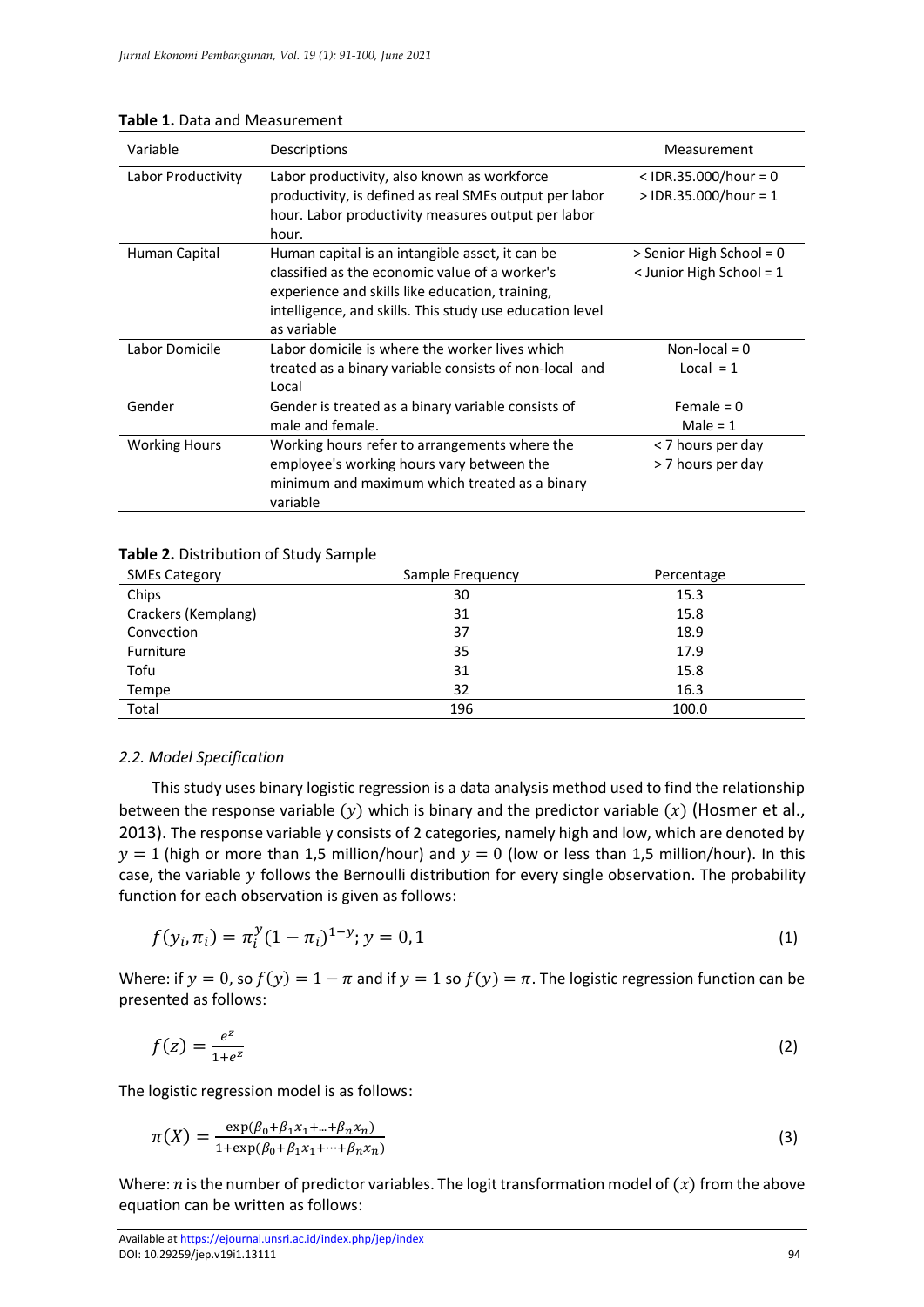**Table 1.** Data and Measurement

| Variable | Descriptions | Measurement |
|---|---|---|
| Labor Productivity | Labor productivity, also known as workforce productivity, is defined as real SMEs output per labor hour. Labor productivity measures output per labor hour. | < IDR.35.000/hour = 0<br>> IDR.35.000/hour = 1 |
| Human Capital | Human capital is an intangible asset, it can be classified as the economic value of a worker's experience and skills like education, training, intelligence, and skills. This study use education level as variable | > Senior High School = 0<br>< Junior High School = 1 |
| Labor Domicile | Labor domicile is where the worker lives which treated as a binary variable consists of non-local and Local | Non-local = 0<br>Local = 1 |
| Gender | Gender is treated as a binary variable consists of male and female. | Female = 0<br>Male = 1 |
| Working Hours | Working hours refer to arrangements where the employee's working hours vary between the minimum and maximum which treated as a binary variable | < 7 hours per day<br>> 7 hours per day |

**Table 2.** Distribution of Study Sample

| SMEs Category | Sample Frequency | Percentage |
|---|---|---|
| Chips | 30 | 15.3 |
| Crackers (Kemplang) | 31 | 15.8 |
| Convection | 37 | 18.9 |
| Furniture | 35 | 17.9 |
| Tofu | 31 | 15.8 |
| Tempe | 32 | 16.3 |
| Total | 196 | 100.0 |

### *2.2. Model Specification*

This study uses binary logistic regression is a data analysis method used to find the relationship between the response variable $(y)$ which is binary and the predictor variable $(x)$ (Hosmer et al., 2013). The response variable y consists of 2 categories, namely high and low, which are denoted by $y = 1$ (high or more than 1,5 million/hour) and $y = 0$ (low or less than 1,5 million/hour). In this case, the variable $y$ follows the Bernoulli distribution for every single observation. The probability function for each observation is given as follows:

$$f(y_i, \pi_i) = \pi_i^y (1 - \pi_i)^{1-y}; y = 0, 1 \tag{1}$$

Where: if $y = 0$, so $f(y) = 1 - \pi$ and if $y = 1$ so $f(y) = \pi$. The logistic regression function can be presented as follows:

$$f(z) = \frac{e^z}{1+e^z} \tag{2}$$

The logistic regression model is as follows:

$$\pi(X) = \frac{\exp(\beta_0+\beta_1 x_1+\ldots+\beta_n x_n)}{1+\exp(\beta_0+\beta_1 x_1+\cdots+\beta_n x_n)} \tag{3}$$

Where: $n$ is the number of predictor variables. The logit transformation model of $(x)$ from the above equation can be written as follows: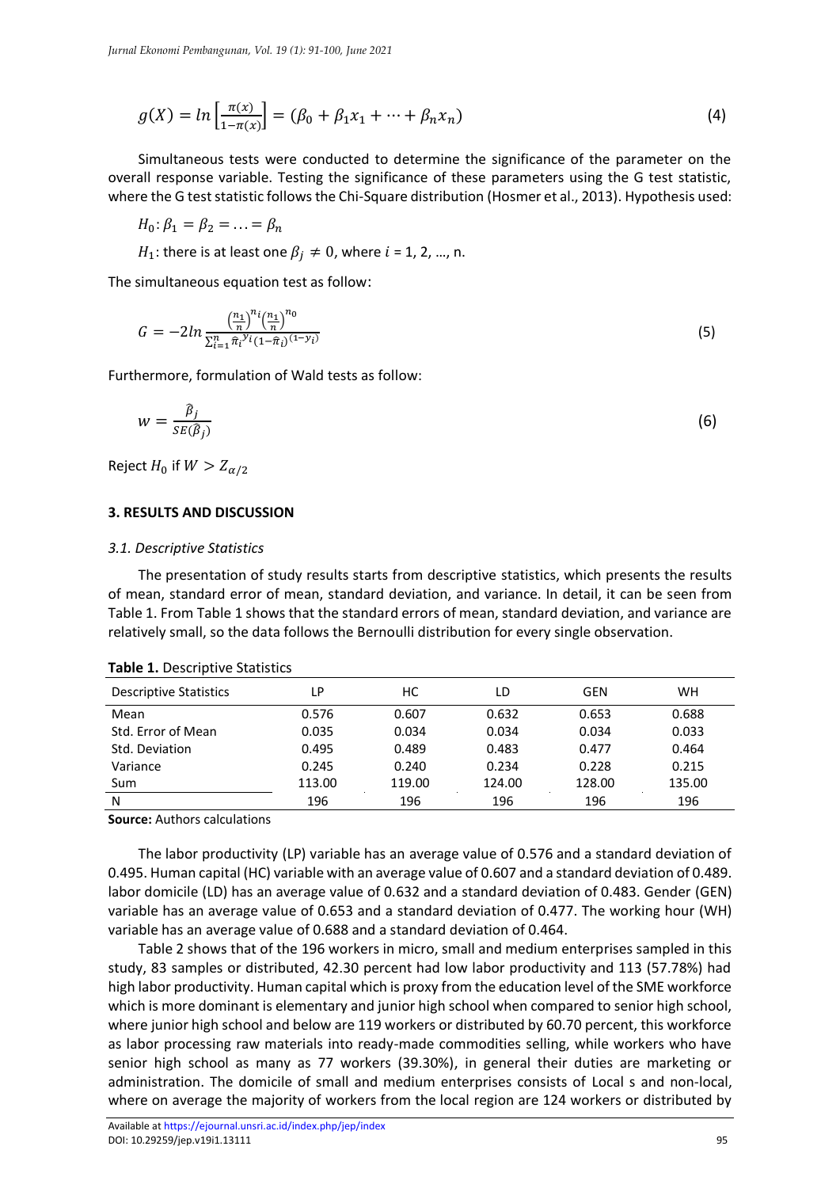$$g(X) = ln\left[\frac{\pi(x)}{1-\pi(x)}\right] = (\beta_0 + \beta_1 x_1 + \cdots + \beta_n x_n) \tag{4}$$

Simultaneous tests were conducted to determine the significance of the parameter on the overall response variable. Testing the significance of these parameters using the G test statistic, where the G test statistic follows the Chi-Square distribution (Hosmer et al., 2013). Hypothesis used:

$H_0: \beta_1 = \beta_2 = \ldots = \beta_n$

$H_1$: there is at least one $\beta_j \neq 0$, where $i$ = 1, 2, …, n.

The simultaneous equation test as follow:

$$G = -2ln\frac{\left(\frac{n_1}{n}\right)^{n_i}\left(\frac{n_1}{n}\right)^{n_0}}{\sum_{i=1}^{n}\hat{\pi}_i^{\,y_i}(1-\hat{\pi}_i)^{(1-y_i)}} \tag{5}$$

Furthermore, formulation of Wald tests as follow:

$$w = \frac{\hat{\beta}_j}{SE(\hat{\beta}_j)} \tag{6}$$

Reject $H_0$ if $W > Z_{\alpha/2}$

## 3. RESULTS AND DISCUSSION

### *3.1. Descriptive Statistics*

The presentation of study results starts from descriptive statistics, which presents the results of mean, standard error of mean, standard deviation, and variance. In detail, it can be seen from Table 1. From Table 1 shows that the standard errors of mean, standard deviation, and variance are relatively small, so the data follows the Bernoulli distribution for every single observation.

**Table 1.** Descriptive Statistics

| Descriptive Statistics | LP | HC | LD | GEN | WH |
|---|---|---|---|---|---|
| Mean | 0.576 | 0.607 | 0.632 | 0.653 | 0.688 |
| Std. Error of Mean | 0.035 | 0.034 | 0.034 | 0.034 | 0.033 |
| Std. Deviation | 0.495 | 0.489 | 0.483 | 0.477 | 0.464 |
| Variance | 0.245 | 0.240 | 0.234 | 0.228 | 0.215 |
| Sum | 113.00 | 119.00 | 124.00 | 128.00 | 135.00 |
| N | 196 | 196 | 196 | 196 | 196 |

**Source:** Authors calculations

The labor productivity (LP) variable has an average value of 0.576 and a standard deviation of 0.495. Human capital (HC) variable with an average value of 0.607 and a standard deviation of 0.489. labor domicile (LD) has an average value of 0.632 and a standard deviation of 0.483. Gender (GEN) variable has an average value of 0.653 and a standard deviation of 0.477. The working hour (WH) variable has an average value of 0.688 and a standard deviation of 0.464.

Table 2 shows that of the 196 workers in micro, small and medium enterprises sampled in this study, 83 samples or distributed, 42.30 percent had low labor productivity and 113 (57.78%) had high labor productivity. Human capital which is proxy from the education level of the SME workforce which is more dominant is elementary and junior high school when compared to senior high school, where junior high school and below are 119 workers or distributed by 60.70 percent, this workforce as labor processing raw materials into ready-made commodities selling, while workers who have senior high school as many as 77 workers (39.30%), in general their duties are marketing or administration. The domicile of small and medium enterprises consists of Local s and non-local, where on average the majority of workers from the local region are 124 workers or distributed by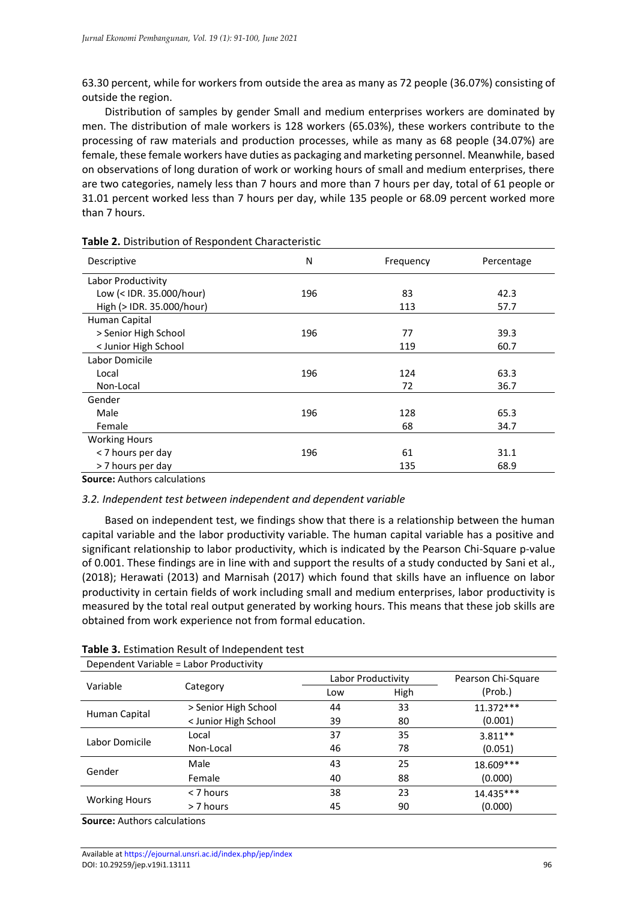63.30 percent, while for workers from outside the area as many as 72 people (36.07%) consisting of outside the region.

Distribution of samples by gender Small and medium enterprises workers are dominated by men. The distribution of male workers is 128 workers (65.03%), these workers contribute to the processing of raw materials and production processes, while as many as 68 people (34.07%) are female, these female workers have duties as packaging and marketing personnel. Meanwhile, based on observations of long duration of work or working hours of small and medium enterprises, there are two categories, namely less than 7 hours and more than 7 hours per day, total of 61 people or 31.01 percent worked less than 7 hours per day, while 135 people or 68.09 percent worked more than 7 hours.

**Table 2.** Distribution of Respondent Characteristic

| Descriptive | N | Frequency | Percentage |
|---|---|---|---|
| Labor Productivity | | | |
| Low (< IDR. 35.000/hour) | 196 | 83 | 42.3 |
| High (> IDR. 35.000/hour) | | 113 | 57.7 |
| Human Capital | | | |
| > Senior High School | 196 | 77 | 39.3 |
| < Junior High School | | 119 | 60.7 |
| Labor Domicile | | | |
| Local | 196 | 124 | 63.3 |
| Non-Local | | 72 | 36.7 |
| Gender | | | |
| Male | 196 | 128 | 65.3 |
| Female | | 68 | 34.7 |
| Working Hours | | | |
| < 7 hours per day | 196 | 61 | 31.1 |
| > 7 hours per day | | 135 | 68.9 |

**Source:** Authors calculations

*3.2. Independent test between independent and dependent variable*

Based on independent test, we findings show that there is a relationship between the human capital variable and the labor productivity variable. The human capital variable has a positive and significant relationship to labor productivity, which is indicated by the Pearson Chi-Square p-value of 0.001. These findings are in line with and support the results of a study conducted by Sani et al., (2018); Herawati (2013) and Marnisah (2017) which found that skills have an influence on labor productivity in certain fields of work including small and medium enterprises, labor productivity is measured by the total real output generated by working hours. This means that these job skills are obtained from work experience not from formal education.

**Table 3.** Estimation Result of Independent test

| Dependent Variable = Labor Productivity | | | | |
|---|---|---|---|---|
| Variable | Category | Labor Productivity | | Pearson Chi-Square |
| | | Low | High | (Prob.) |
| Human Capital | > Senior High School | 44 | 33 | 11.372*** |
| | < Junior High School | 39 | 80 | (0.001) |
| Labor Domicile | Local | 37 | 35 | 3.811** |
| | Non-Local | 46 | 78 | (0.051) |
| Gender | Male | 43 | 25 | 18.609*** |
| | Female | 40 | 88 | (0.000) |
| Working Hours | < 7 hours | 38 | 23 | 14.435*** |
| | > 7 hours | 45 | 90 | (0.000) |

**Source:** Authors calculations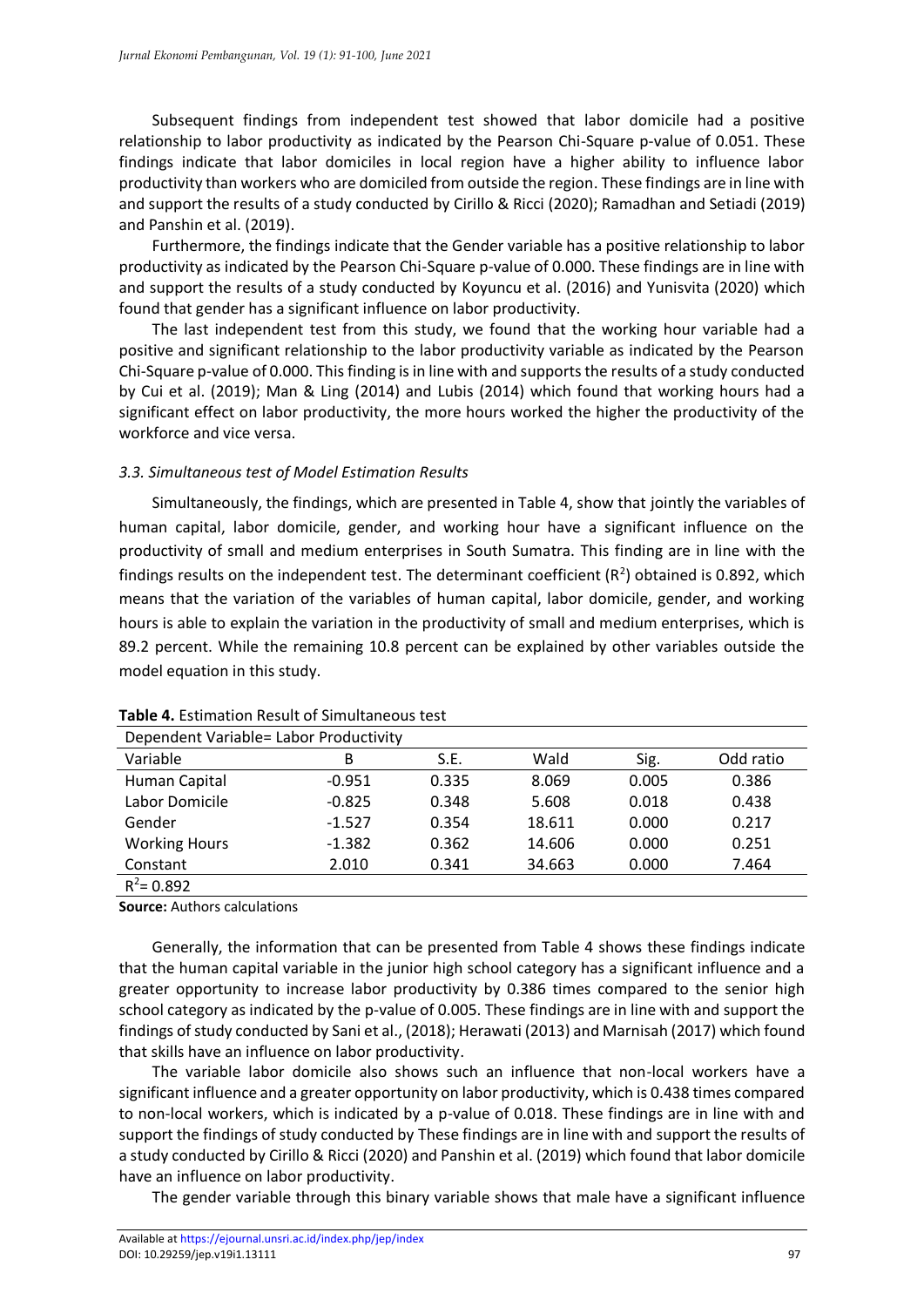Subsequent findings from independent test showed that labor domicile had a positive relationship to labor productivity as indicated by the Pearson Chi-Square p-value of 0.051. These findings indicate that labor domiciles in local region have a higher ability to influence labor productivity than workers who are domiciled from outside the region. These findings are in line with and support the results of a study conducted by Cirillo & Ricci (2020); Ramadhan and Setiadi (2019) and Panshin et al. (2019).

Furthermore, the findings indicate that the Gender variable has a positive relationship to labor productivity as indicated by the Pearson Chi-Square p-value of 0.000. These findings are in line with and support the results of a study conducted by Koyuncu et al. (2016) and Yunisvita (2020) which found that gender has a significant influence on labor productivity.

The last independent test from this study, we found that the working hour variable had a positive and significant relationship to the labor productivity variable as indicated by the Pearson Chi-Square p-value of 0.000. This finding is in line with and supports the results of a study conducted by Cui et al. (2019); Man & Ling (2014) and Lubis (2014) which found that working hours had a significant effect on labor productivity, the more hours worked the higher the productivity of the workforce and vice versa.

### *3.3. Simultaneous test of Model Estimation Results*

Simultaneously, the findings, which are presented in Table 4, show that jointly the variables of human capital, labor domicile, gender, and working hour have a significant influence on the productivity of small and medium enterprises in South Sumatra. This finding are in line with the findings results on the independent test. The determinant coefficient ($R^2$) obtained is 0.892, which means that the variation of the variables of human capital, labor domicile, gender, and working hours is able to explain the variation in the productivity of small and medium enterprises, which is 89.2 percent. While the remaining 10.8 percent can be explained by other variables outside the model equation in this study.

**Table 4.** Estimation Result of Simultaneous test

| Dependent Variable= Labor Productivity | | | | | |
|---|---|---|---|---|---|
| Variable | B | S.E. | Wald | Sig. | Odd ratio |
| Human Capital | -0.951 | 0.335 | 8.069 | 0.005 | 0.386 |
| Labor Domicile | -0.825 | 0.348 | 5.608 | 0.018 | 0.438 |
| Gender | -1.527 | 0.354 | 18.611 | 0.000 | 0.217 |
| Working Hours | -1.382 | 0.362 | 14.606 | 0.000 | 0.251 |
| Constant | 2.010 | 0.341 | 34.663 | 0.000 | 7.464 |
| $R^2$= 0.892 | | | | | |

**Source:** Authors calculations

Generally, the information that can be presented from Table 4 shows these findings indicate that the human capital variable in the junior high school category has a significant influence and a greater opportunity to increase labor productivity by 0.386 times compared to the senior high school category as indicated by the p-value of 0.005. These findings are in line with and support the findings of study conducted by Sani et al., (2018); Herawati (2013) and Marnisah (2017) which found that skills have an influence on labor productivity.

The variable labor domicile also shows such an influence that non-local workers have a significant influence and a greater opportunity on labor productivity, which is 0.438 times compared to non-local workers, which is indicated by a p-value of 0.018. These findings are in line with and support the findings of study conducted by These findings are in line with and support the results of a study conducted by Cirillo & Ricci (2020) and Panshin et al. (2019) which found that labor domicile have an influence on labor productivity.

The gender variable through this binary variable shows that male have a significant influence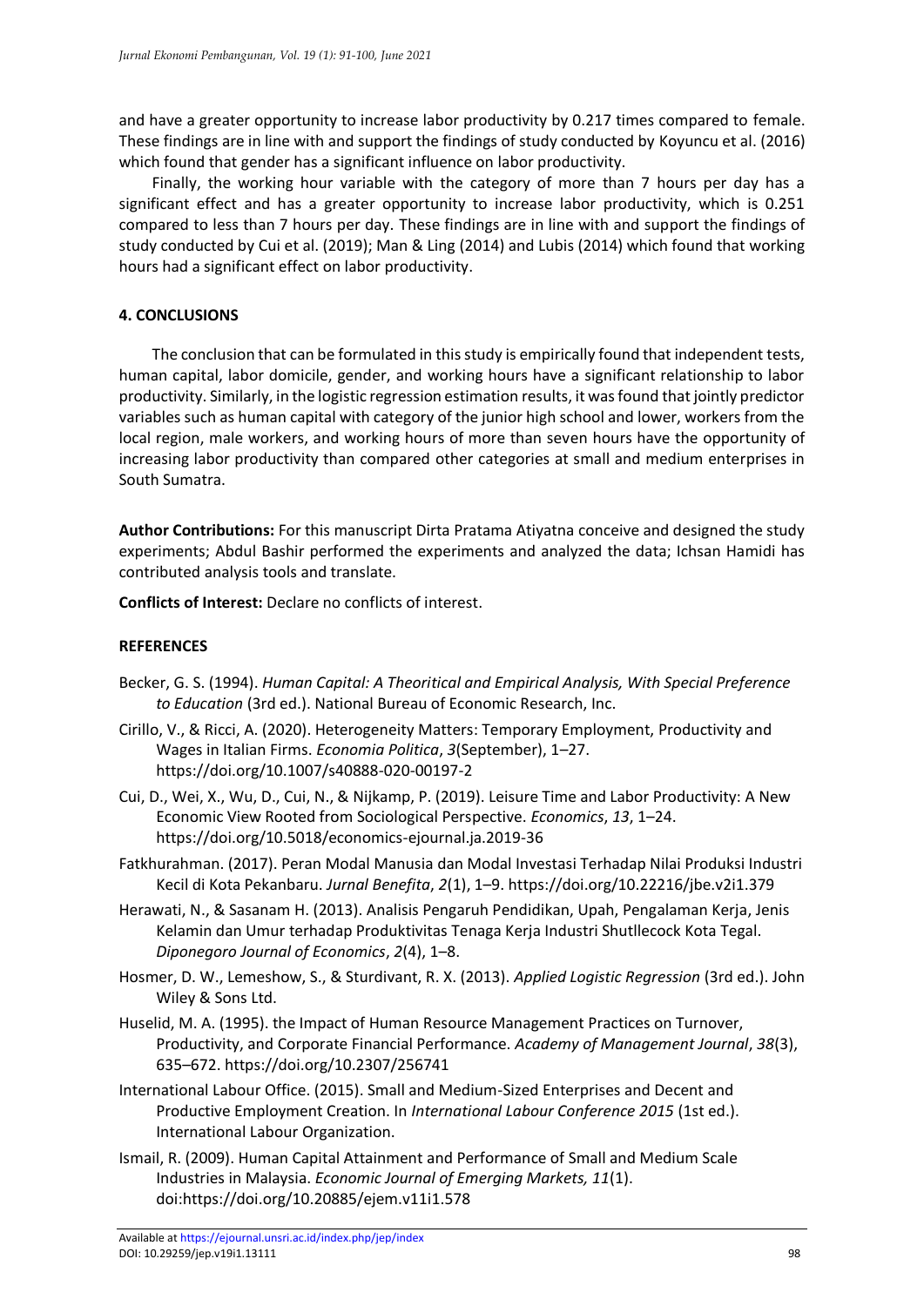and have a greater opportunity to increase labor productivity by 0.217 times compared to female. These findings are in line with and support the findings of study conducted by Koyuncu et al. (2016) which found that gender has a significant influence on labor productivity.

Finally, the working hour variable with the category of more than 7 hours per day has a significant effect and has a greater opportunity to increase labor productivity, which is 0.251 compared to less than 7 hours per day. These findings are in line with and support the findings of study conducted by Cui et al. (2019); Man & Ling (2014) and Lubis (2014) which found that working hours had a significant effect on labor productivity.

## 4. CONCLUSIONS

The conclusion that can be formulated in this study is empirically found that independent tests, human capital, labor domicile, gender, and working hours have a significant relationship to labor productivity. Similarly, in the logistic regression estimation results, it was found that jointly predictor variables such as human capital with category of the junior high school and lower, workers from the local region, male workers, and working hours of more than seven hours have the opportunity of increasing labor productivity than compared other categories at small and medium enterprises in South Sumatra.

**Author Contributions:** For this manuscript Dirta Pratama Atiyatna conceive and designed the study experiments; Abdul Bashir performed the experiments and analyzed the data; Ichsan Hamidi has contributed analysis tools and translate.

**Conflicts of Interest:** Declare no conflicts of interest.

## REFERENCES

Becker, G. S. (1994). *Human Capital: A Theoritical and Empirical Analysis, With Special Preference to Education* (3rd ed.). National Bureau of Economic Research, Inc.

Cirillo, V., & Ricci, A. (2020). Heterogeneity Matters: Temporary Employment, Productivity and Wages in Italian Firms. *Economia Politica*, *3*(September), 1–27. https://doi.org/10.1007/s40888-020-00197-2

Cui, D., Wei, X., Wu, D., Cui, N., & Nijkamp, P. (2019). Leisure Time and Labor Productivity: A New Economic View Rooted from Sociological Perspective. *Economics*, *13*, 1–24. https://doi.org/10.5018/economics-ejournal.ja.2019-36

Fatkhurahman. (2017). Peran Modal Manusia dan Modal Investasi Terhadap Nilai Produksi Industri Kecil di Kota Pekanbaru. *Jurnal Benefita*, *2*(1), 1–9. https://doi.org/10.22216/jbe.v2i1.379

Herawati, N., & Sasanam H. (2013). Analisis Pengaruh Pendidikan, Upah, Pengalaman Kerja, Jenis Kelamin dan Umur terhadap Produktivitas Tenaga Kerja Industri Shutllecock Kota Tegal. *Diponegoro Journal of Economics*, *2*(4), 1–8.

Hosmer, D. W., Lemeshow, S., & Sturdivant, R. X. (2013). *Applied Logistic Regression* (3rd ed.). John Wiley & Sons Ltd.

Huselid, M. A. (1995). the Impact of Human Resource Management Practices on Turnover, Productivity, and Corporate Financial Performance. *Academy of Management Journal*, *38*(3), 635–672. https://doi.org/10.2307/256741

International Labour Office. (2015). Small and Medium-Sized Enterprises and Decent and Productive Employment Creation. In *International Labour Conference 2015* (1st ed.). International Labour Organization.

Ismail, R. (2009). Human Capital Attainment and Performance of Small and Medium Scale Industries in Malaysia. *Economic Journal of Emerging Markets, 11*(1). doi:https://doi.org/10.20885/ejem.v11i1.578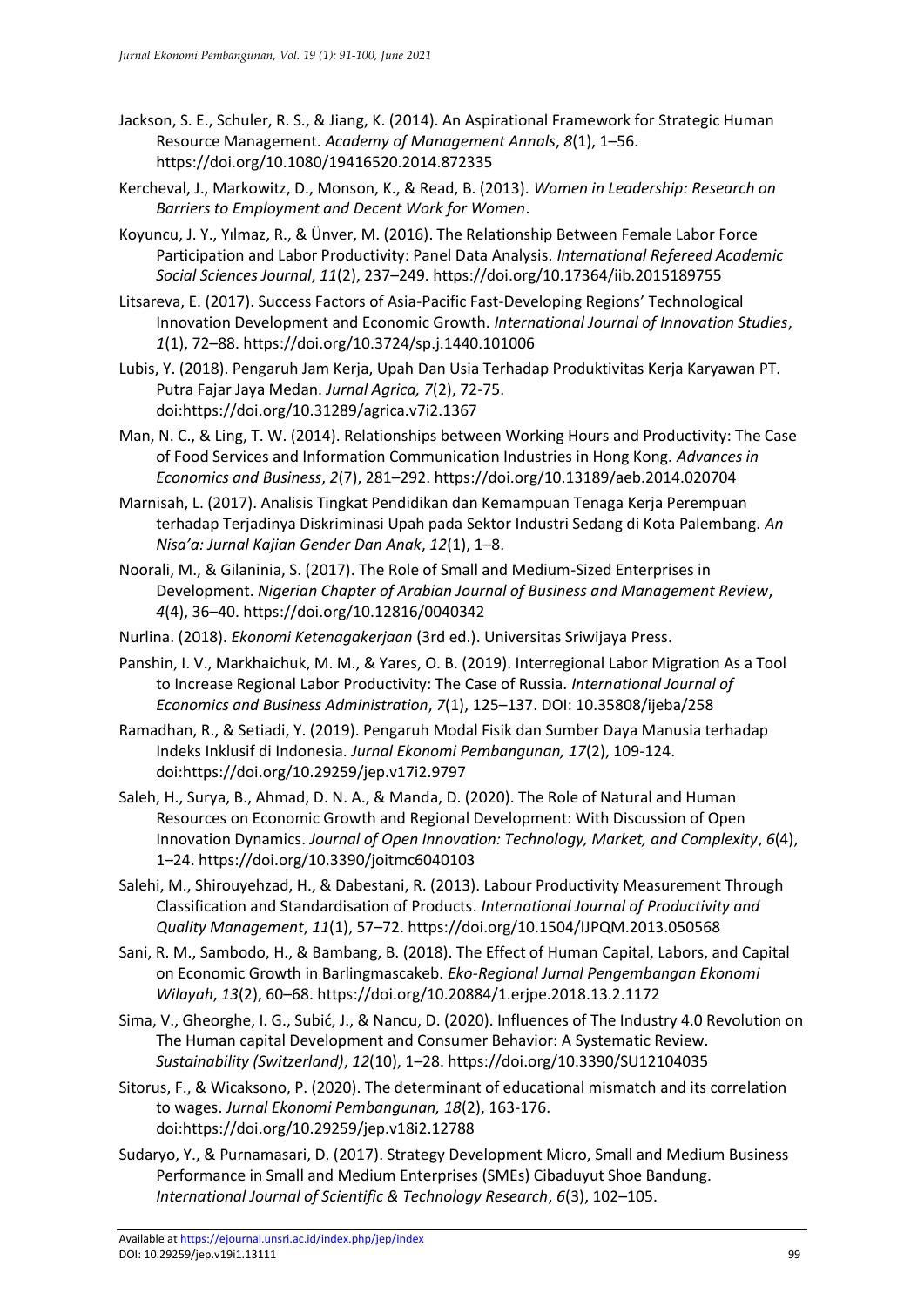Jackson, S. E., Schuler, R. S., & Jiang, K. (2014). An Aspirational Framework for Strategic Human Resource Management. *Academy of Management Annals*, *8*(1), 1–56. https://doi.org/10.1080/19416520.2014.872335

Kercheval, J., Markowitz, D., Monson, K., & Read, B. (2013). *Women in Leadership: Research on Barriers to Employment and Decent Work for Women*.

Koyuncu, J. Y., Yılmaz, R., & Ünver, M. (2016). The Relationship Between Female Labor Force Participation and Labor Productivity: Panel Data Analysis. *International Refereed Academic Social Sciences Journal*, *11*(2), 237–249. https://doi.org/10.17364/iib.2015189755

Litsareva, E. (2017). Success Factors of Asia-Pacific Fast-Developing Regions' Technological Innovation Development and Economic Growth. *International Journal of Innovation Studies*, *1*(1), 72–88. https://doi.org/10.3724/sp.j.1440.101006

Lubis, Y. (2018). Pengaruh Jam Kerja, Upah Dan Usia Terhadap Produktivitas Kerja Karyawan PT. Putra Fajar Jaya Medan. *Jurnal Agrica, 7*(2), 72-75. doi:https://doi.org/10.31289/agrica.v7i2.1367

Man, N. C., & Ling, T. W. (2014). Relationships between Working Hours and Productivity: The Case of Food Services and Information Communication Industries in Hong Kong. *Advances in Economics and Business*, *2*(7), 281–292. https://doi.org/10.13189/aeb.2014.020704

Marnisah, L. (2017). Analisis Tingkat Pendidikan dan Kemampuan Tenaga Kerja Perempuan terhadap Terjadinya Diskriminasi Upah pada Sektor Industri Sedang di Kota Palembang. *An Nisa'a: Jurnal Kajian Gender Dan Anak*, *12*(1), 1–8.

Noorali, M., & Gilaninia, S. (2017). The Role of Small and Medium-Sized Enterprises in Development. *Nigerian Chapter of Arabian Journal of Business and Management Review*, *4*(4), 36–40. https://doi.org/10.12816/0040342

Nurlina. (2018). *Ekonomi Ketenagakerjaan* (3rd ed.). Universitas Sriwijaya Press.

Panshin, I. V., Markhaichuk, M. M., & Yares, O. B. (2019). Interregional Labor Migration As a Tool to Increase Regional Labor Productivity: The Case of Russia. *International Journal of Economics and Business Administration*, *7*(1), 125–137. DOI: 10.35808/ijeba/258

Ramadhan, R., & Setiadi, Y. (2019). Pengaruh Modal Fisik dan Sumber Daya Manusia terhadap Indeks Inklusif di Indonesia. *Jurnal Ekonomi Pembangunan, 17*(2), 109-124. doi:https://doi.org/10.29259/jep.v17i2.9797

Saleh, H., Surya, B., Ahmad, D. N. A., & Manda, D. (2020). The Role of Natural and Human Resources on Economic Growth and Regional Development: With Discussion of Open Innovation Dynamics. *Journal of Open Innovation: Technology, Market, and Complexity*, *6*(4), 1–24. https://doi.org/10.3390/joitmc6040103

Salehi, M., Shirouyehzad, H., & Dabestani, R. (2013). Labour Productivity Measurement Through Classification and Standardisation of Products. *International Journal of Productivity and Quality Management*, *11*(1), 57–72. https://doi.org/10.1504/IJPQM.2013.050568

Sani, R. M., Sambodo, H., & Bambang, B. (2018). The Effect of Human Capital, Labors, and Capital on Economic Growth in Barlingmascakeb. *Eko-Regional Jurnal Pengembangan Ekonomi Wilayah*, *13*(2), 60–68. https://doi.org/10.20884/1.erjpe.2018.13.2.1172

Sima, V., Gheorghe, I. G., Subić, J., & Nancu, D. (2020). Influences of The Industry 4.0 Revolution on The Human capital Development and Consumer Behavior: A Systematic Review. *Sustainability (Switzerland)*, *12*(10), 1–28. https://doi.org/10.3390/SU12104035

Sitorus, F., & Wicaksono, P. (2020). The determinant of educational mismatch and its correlation to wages. *Jurnal Ekonomi Pembangunan, 18*(2), 163-176. doi:https://doi.org/10.29259/jep.v18i2.12788

Sudaryo, Y., & Purnamasari, D. (2017). Strategy Development Micro, Small and Medium Business Performance in Small and Medium Enterprises (SMEs) Cibaduyut Shoe Bandung. *International Journal of Scientific & Technology Research*, *6*(3), 102–105.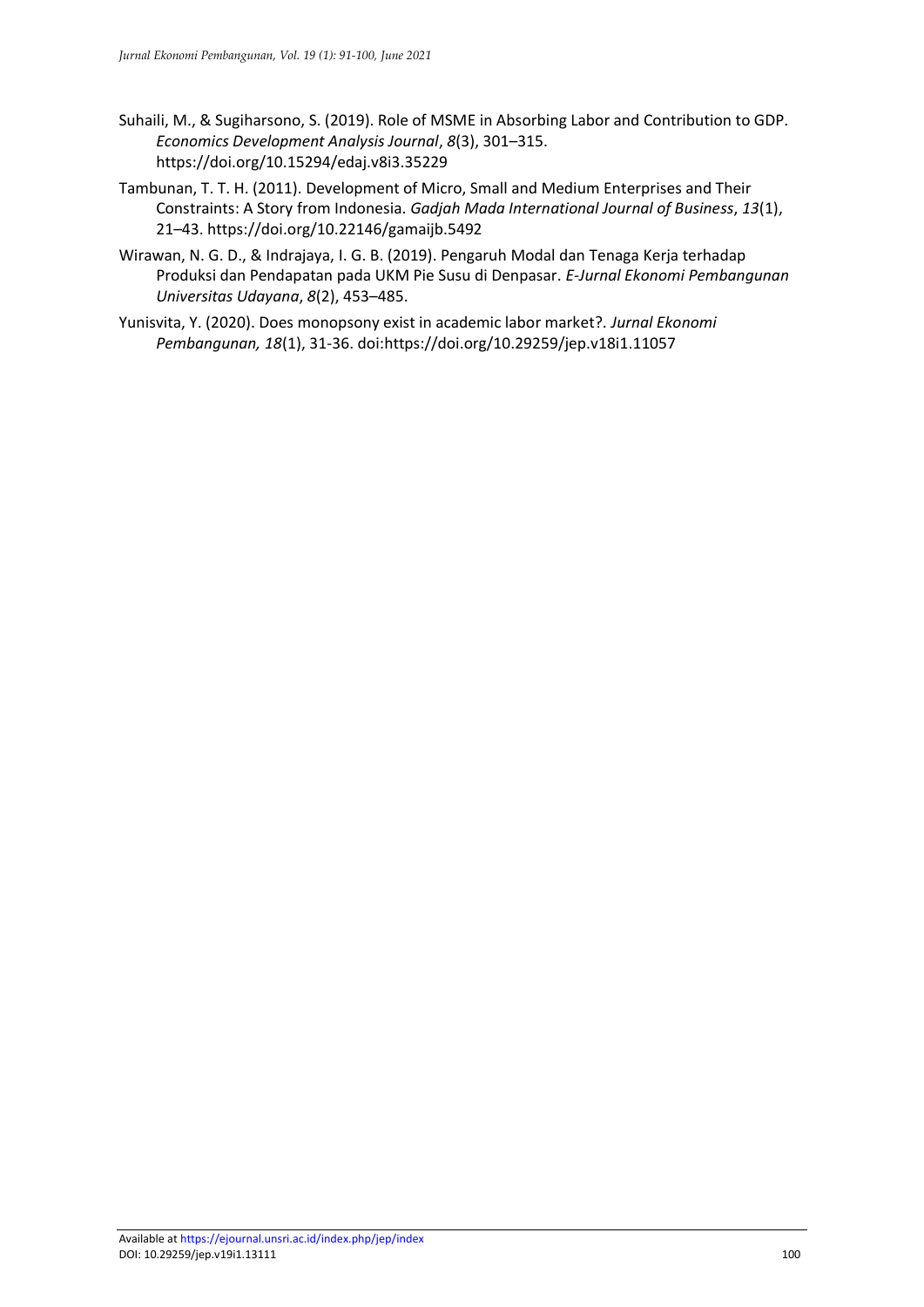Suhaili, M., & Sugiharsono, S. (2019). Role of MSME in Absorbing Labor and Contribution to GDP. *Economics Development Analysis Journal*, *8*(3), 301–315. https://doi.org/10.15294/edaj.v8i3.35229

Tambunan, T. T. H. (2011). Development of Micro, Small and Medium Enterprises and Their Constraints: A Story from Indonesia. *Gadjah Mada International Journal of Business*, *13*(1), 21–43. https://doi.org/10.22146/gamaijb.5492

Wirawan, N. G. D., & Indrajaya, I. G. B. (2019). Pengaruh Modal dan Tenaga Kerja terhadap Produksi dan Pendapatan pada UKM Pie Susu di Denpasar. *E-Jurnal Ekonomi Pembangunan Universitas Udayana*, *8*(2), 453–485.

Yunisvita, Y. (2020). Does monopsony exist in academic labor market?. *Jurnal Ekonomi Pembangunan, 18*(1), 31-36. doi:https://doi.org/10.29259/jep.v18i1.11057